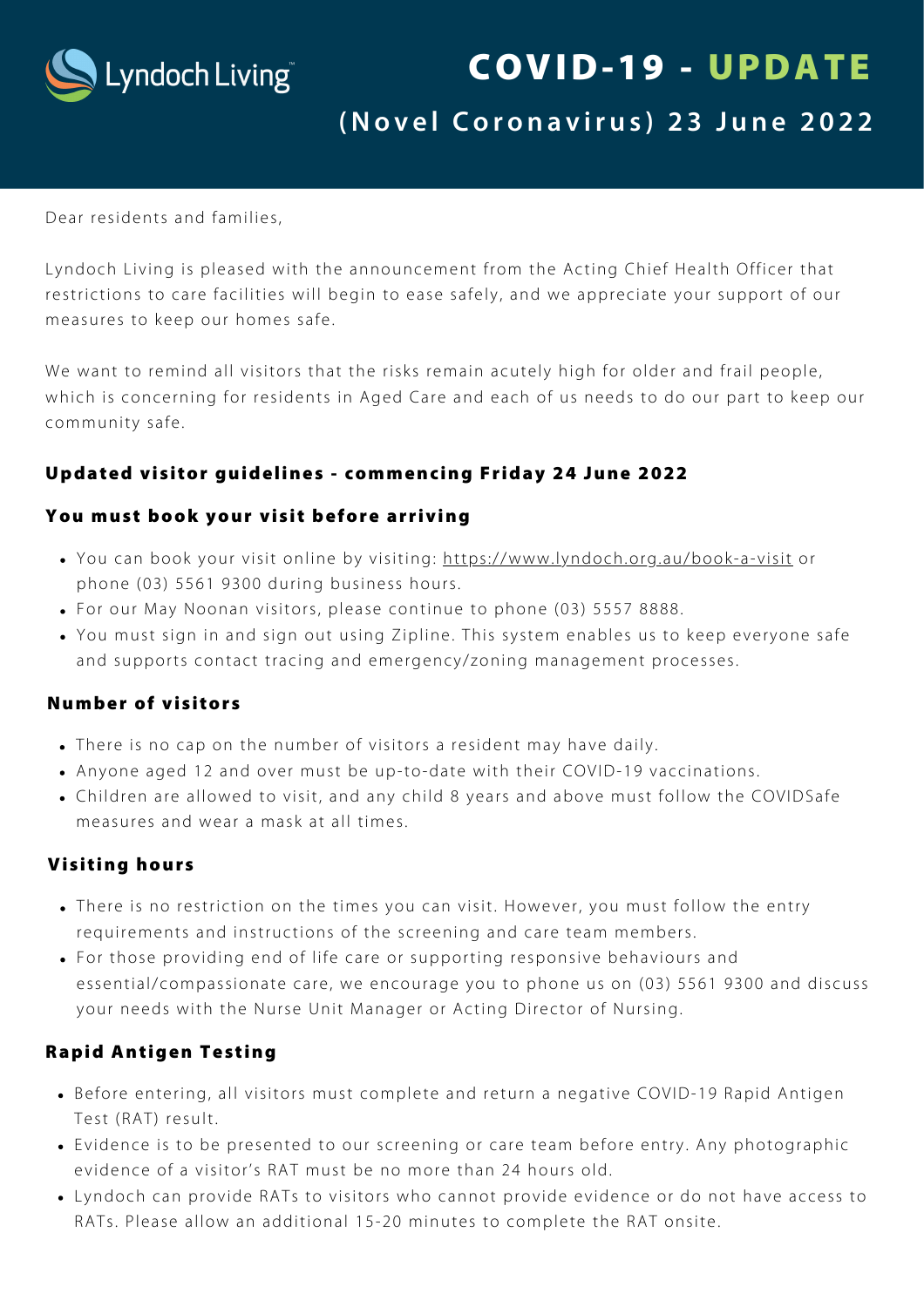Lyndoch Living

# COVID-19 - UPDATE

## (Novel Coronavirus) 23 June 2022

Dear residents and families,

Lyndoch Living is pleased with the announcement from the Acting Chief Health Officer that restrictions to care facilities will begin to ease safely, and we appreciate your support of our measures to keep our homes safe.

We want to remind all visitors that the risks remain acutely high for older and frail people, which is concerning for residents in Aged Care and each of us needs to do our part to keep our community safe.

### Updated visitor guidelines - commencing Friday 24 June 2022

### You must book your visit before arriving

- You can book your visit online by visiting: https://www.lyndoch.org.au/book-a-visit or phone (03) 5561 9300 during business hours.
- For our May Noonan visitors, please continue to phone (03) 5557 8888.
- You must sign in and sign out using Zipline. This system enables us to keep everyone safe and supports contact tracing and emergency/zoning management processes.

### Number of visitors

- There is no cap on the number of visitors a resident may have daily.
- Anyone aged 12 and over must be up-to-date with their COVID-19 vaccinations.
- Children are allowed to visit, and any child 8 years and above must follow the COVIDSafe measures and wear a mask at all times.

### Visiting hours

- There is no restriction on the times you can visit. However, you must follow the entry requirements and instructions of the screening and care team members.
- For those providing end of life care or supporting responsive behaviours and essential/compassionate care, we encourage you to phone us on (03) 5561 9300 and discuss your needs with the Nurse Unit Manager or Acting Director of Nursing.

### Rapid Antigen Testing

- Before entering, all visitors must complete and return a negative COVID-19 Rapid Antigen Test (RAT) result.
- Evidence is to be presented to our screening or care team before entry. Any photographic evidence of a visitor's RAT must be no more than 24 hours old.
- Lyndoch can provide RATs to visitors who cannot provide evidence or do not have access to RATs. Please allow an additional 15-20 minutes to complete the RAT onsite.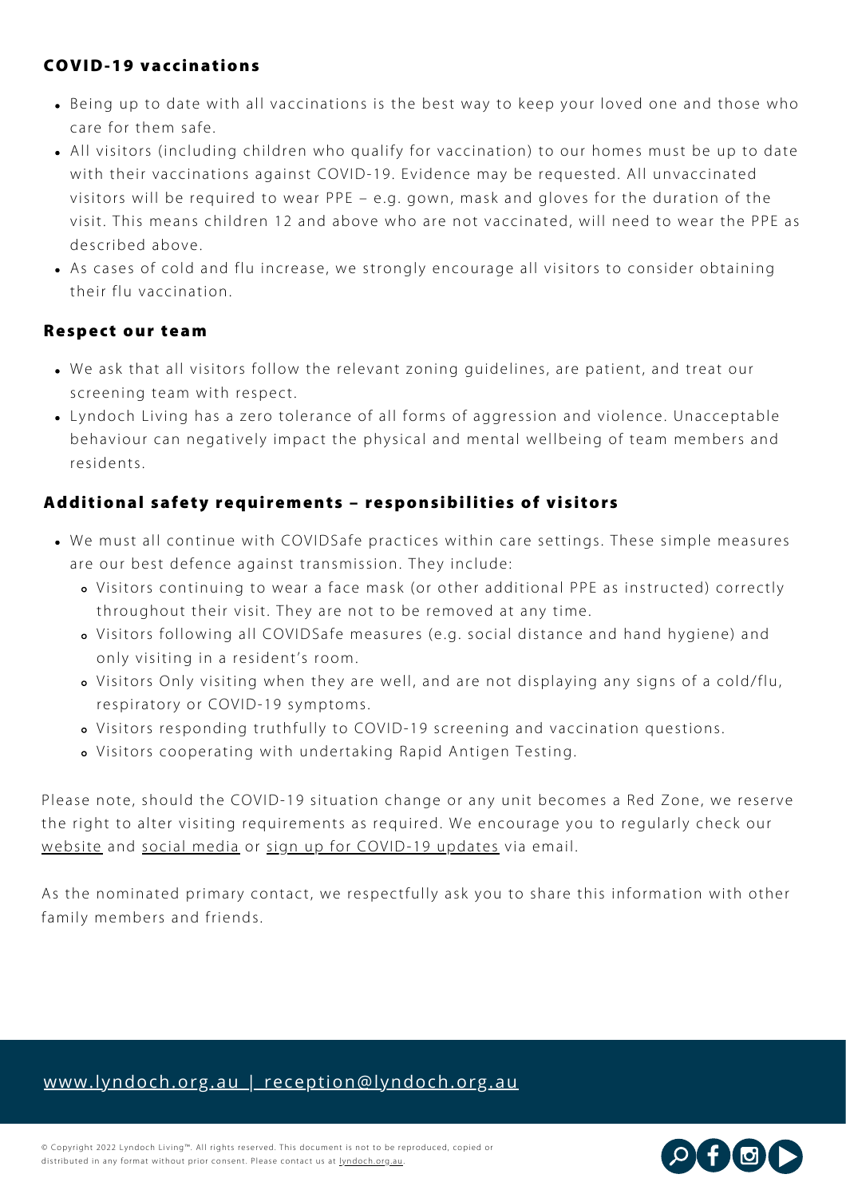## COVID-19 vaccinations

- Being up to date with all vaccinations is the best way to keep your loved one and those who care for them safe.
- All visitors (including children who qualify for vaccination) to our homes must be up to date with their vaccinations against COVID-19. Evidence may be requested. All unvaccinated visitors will be required to wear PPE – e.g. gown, mask and gloves for the duration of the visit. This means children 12 and above who are not vaccinated, will need to wear the PPE as described above.
- As cases of cold and flu increase, we strongly encourage all visitors to consider obtaining their flu vaccination.

## Respect our team

- We ask that all visitors follow the relevant zoning guidelines, are patient, and treat our screening team with respect.
- Lyndoch Living has a zero tolerance of all forms of aggression and violence. Unacceptable behaviour can negatively impact the physical and mental wellbeing of team members and residents.

## Additional safety requirements – responsibilities of visitors

- We must all continue with COVIDSafe practices within care settings. These simple measures are our best defence against transmission. They include:
  - Visitors continuing to wear a face mask (or other additional PPE as instructed) correctly throughout their visit. They are not to be removed at any time.
  - Visitors following all COVIDSafe measures (e.g. social distance and hand hygiene) and only visiting in a resident's room.
  - Visitors Only visiting when they are well, and are not displaying any signs of a cold/flu, respiratory or COVID-19 symptoms.
  - Visitors responding truthfully to COVID-19 screening and vaccination questions.
  - Visitors cooperating with undertaking Rapid Antigen Testing.

Please note, should the COVID-19 situation change or any unit becomes a Red Zone, we reserve the right to alter visiting requirements as required. We encourage you to regularly check our website and social media or sign up for COVID-19 updates via email.

As the nominated primary contact, we respectfully ask you to share this information with other family members and friends.

www.lyndoch.org.au | reception@lyndoch.org.au

© Copyright 2022 Lyndoch Living™. All rights reserved. This document is not to be reproduced, copied or distributed in any format without prior consent. Please contact us at lyndoch.org.au.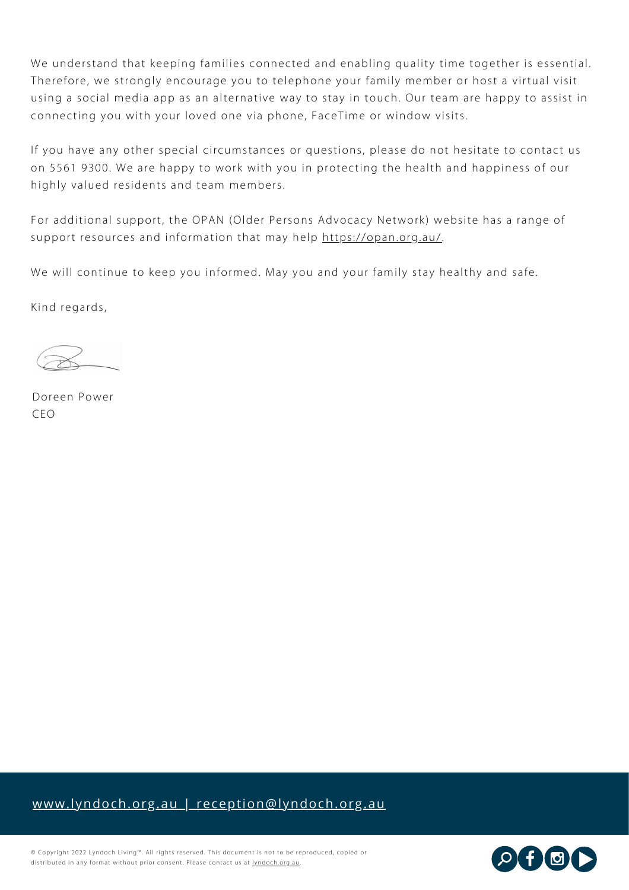We understand that keeping families connected and enabling quality time together is essential. Therefore, we strongly encourage you to telephone your family member or host a virtual visit using a social media app as an alternative way to stay in touch. Our team are happy to assist in connecting you with your loved one via phone, FaceTime or window visits.

If you have any other special circumstances or questions, please do not hesitate to contact us on 5561 9300. We are happy to work with you in protecting the health and happiness of our highly valued residents and team members.

For additional support, the OPAN (Older Persons Advocacy Network) website has a range of support resources and information that may help https://opan.org.au/.

We will continue to keep you informed. May you and your family stay healthy and safe.

Kind regards,

Doreen Power
CEO

www.lyndoch.org.au | reception@lyndoch.org.au

© Copyright 2022 Lyndoch Living™. All rights reserved. This document is not to be reproduced, copied or distributed in any format without prior consent. Please contact us at lyndoch.org.au.